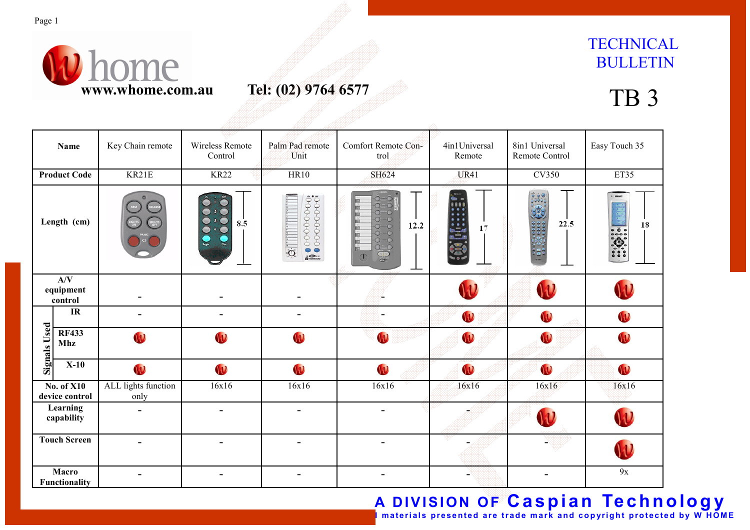W home
www.whome.com.au

Tel: (02) 9764 6577

# TECHNICAL BULLETIN

# TB 3

| Name | | Key Chain remote | Wireless Remote Control | Palm Pad remote Unit | Comfort Remote Control | 4in1Universal Remote | 8in1 Universal Remote Control | Easy Touch 35 |
|---|---|---|---|---|---|---|---|---|
| Product Code | | KR21E | KR22 | HR10 | SH624 | UR41 | CV350 | ET35 |
| Length (cm) | | | 8.5 | | 12.2 | 17 | 22.5 | 18 |
| A/V equipment control | | - | - | - | - | W | W | W |
| Signals Used | IR | - | - | - | - | W | W | W |
| | RF433 Mhz | W | W | W | W | W | W | W |
| | X-10 | W | W | W | W | W | W | W |
| No. of X10 device control | | ALL lights function only | 16x16 | 16x16 | 16x16 | 16x16 | 16x16 | 16x16 |
| Learning capability | | - | - | - | - | - | W | W |
| Touch Screen | | - | - | - | - | - | - | W |
| Macro Functionality | | - | - | - | - | - | - | 9x |

A DIVISION OF Caspian Technology

All materials presented are trade mark and copyright protected by W HOME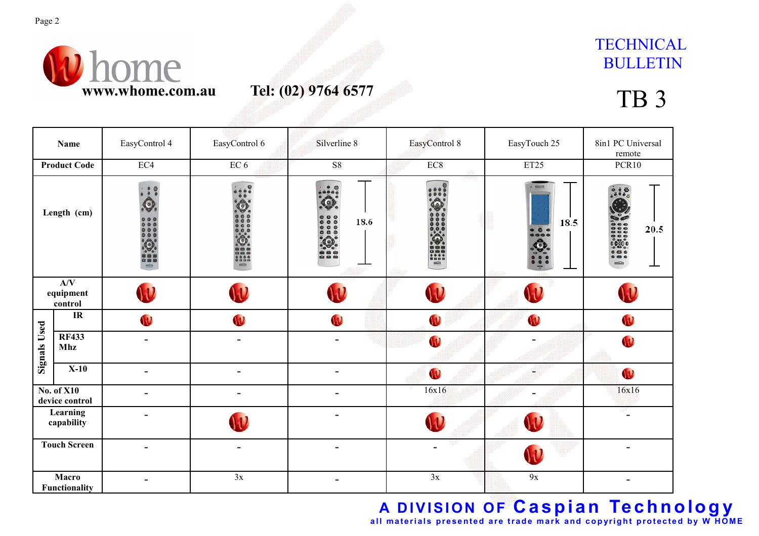www.whome.com.au Tel: (02) 9764 6577

# TECHNICAL BULLETIN

# TB 3

| | | Name | EasyControl 4 | EasyControl 6 | Silverline 8 | EasyControl 8 | EasyTouch 25 | 8in1 PC Universal remote |
|---|---|---|---|---|---|---|---|---|
| | | **Product Code** | EC4 | EC 6 | S8 | EC8 | ET25 | PCR10 |
| | | **Length (cm)** | | | 18.6 | | 18.5 | 20.5 |
| | | **A/V equipment control** | W | W | W | W | W | W |
| **Signals Used** | **IR** | | W | W | W | W | W | W |
| | **RF433 Mhz** | | - | - | - | W | - | W |
| | **X-10** | | - | - | - | W | - | W |
| | | **No. of X10 device control** | - | - | - | 16x16 | - | 16x16 |
| | | **Learning capability** | - | W | - | W | W | - |
| | | **Touch Screen** | - | - | - | - | W | - |
| | | **Macro Functionality** | - | 3x | - | 3x | 9x | - |

**A DIVISION OF Caspian Technology**

all materials presented are trade mark and copyright protected by W HOME